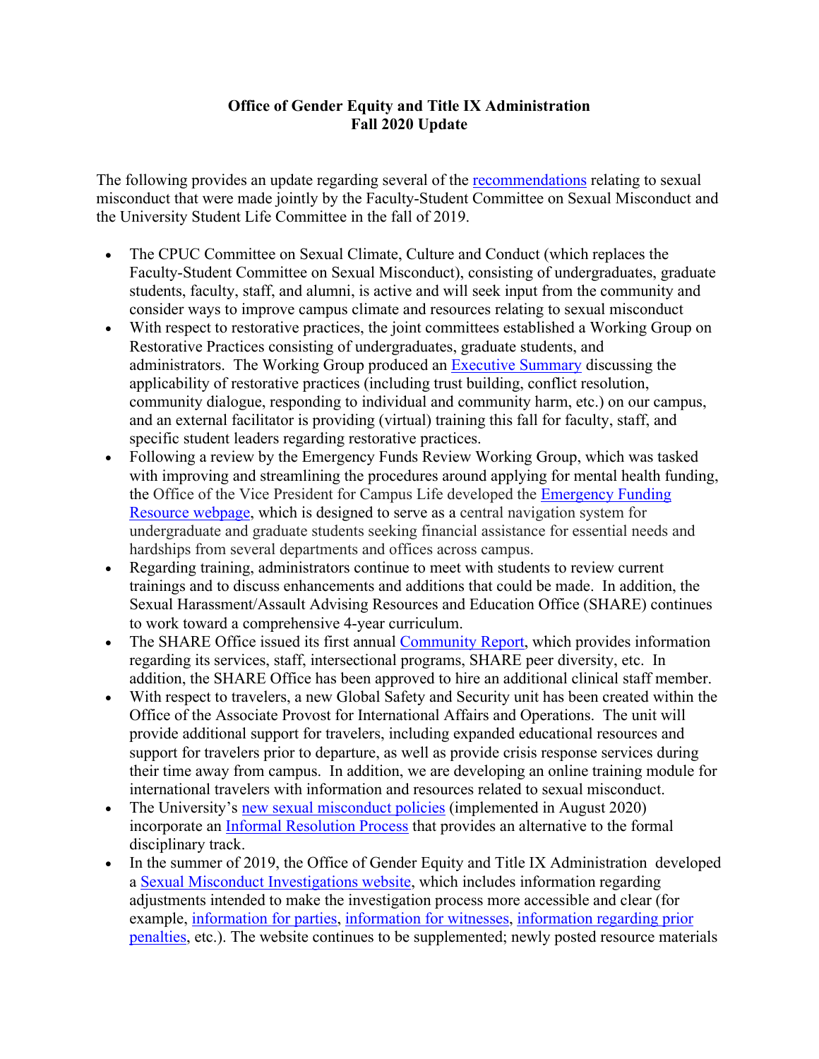**Office of Gender Equity and Title IX Administration**
**Fall 2020 Update**

The following provides an update regarding several of the recommendations relating to sexual misconduct that were made jointly by the Faculty-Student Committee on Sexual Misconduct and the University Student Life Committee in the fall of 2019.

- The CPUC Committee on Sexual Climate, Culture and Conduct (which replaces the Faculty-Student Committee on Sexual Misconduct), consisting of undergraduates, graduate students, faculty, staff, and alumni, is active and will seek input from the community and consider ways to improve campus climate and resources relating to sexual misconduct
- With respect to restorative practices, the joint committees established a Working Group on Restorative Practices consisting of undergraduates, graduate students, and administrators. The Working Group produced an Executive Summary discussing the applicability of restorative practices (including trust building, conflict resolution, community dialogue, responding to individual and community harm, etc.) on our campus, and an external facilitator is providing (virtual) training this fall for faculty, staff, and specific student leaders regarding restorative practices.
- Following a review by the Emergency Funds Review Working Group, which was tasked with improving and streamlining the procedures around applying for mental health funding, the Office of the Vice President for Campus Life developed the Emergency Funding Resource webpage, which is designed to serve as a central navigation system for undergraduate and graduate students seeking financial assistance for essential needs and hardships from several departments and offices across campus.
- Regarding training, administrators continue to meet with students to review current trainings and to discuss enhancements and additions that could be made. In addition, the Sexual Harassment/Assault Advising Resources and Education Office (SHARE) continues to work toward a comprehensive 4-year curriculum.
- The SHARE Office issued its first annual Community Report, which provides information regarding its services, staff, intersectional programs, SHARE peer diversity, etc. In addition, the SHARE Office has been approved to hire an additional clinical staff member.
- With respect to travelers, a new Global Safety and Security unit has been created within the Office of the Associate Provost for International Affairs and Operations. The unit will provide additional support for travelers, including expanded educational resources and support for travelers prior to departure, as well as provide crisis response services during their time away from campus. In addition, we are developing an online training module for international travelers with information and resources related to sexual misconduct.
- The University's new sexual misconduct policies (implemented in August 2020) incorporate an Informal Resolution Process that provides an alternative to the formal disciplinary track.
- In the summer of 2019, the Office of Gender Equity and Title IX Administration developed a Sexual Misconduct Investigations website, which includes information regarding adjustments intended to make the investigation process more accessible and clear (for example, information for parties, information for witnesses, information regarding prior penalties, etc.). The website continues to be supplemented; newly posted resource materials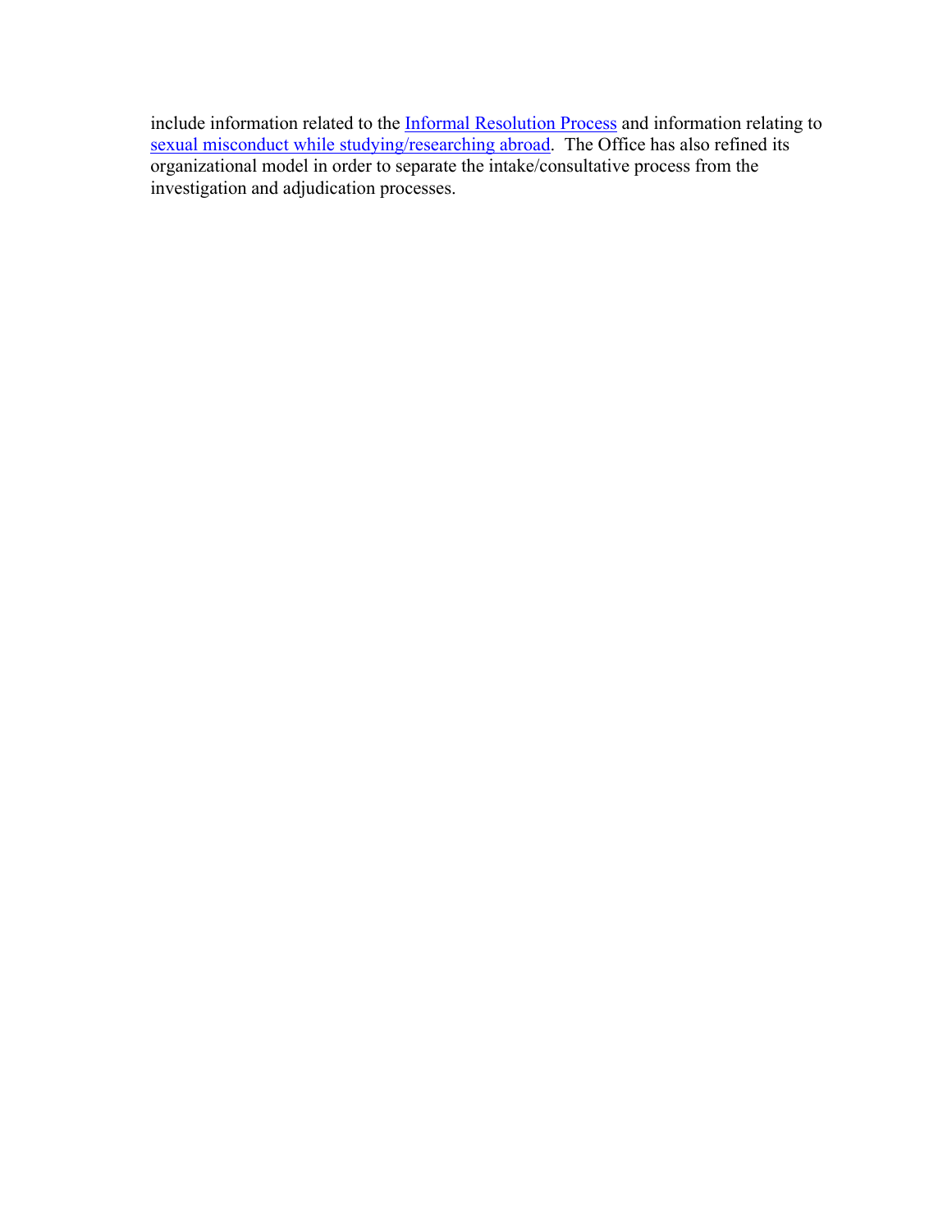include information related to the [Informal Resolution Process] and information relating to [sexual misconduct while studying/researching abroad]. The Office has also refined its organizational model in order to separate the intake/consultative process from the investigation and adjudication processes.